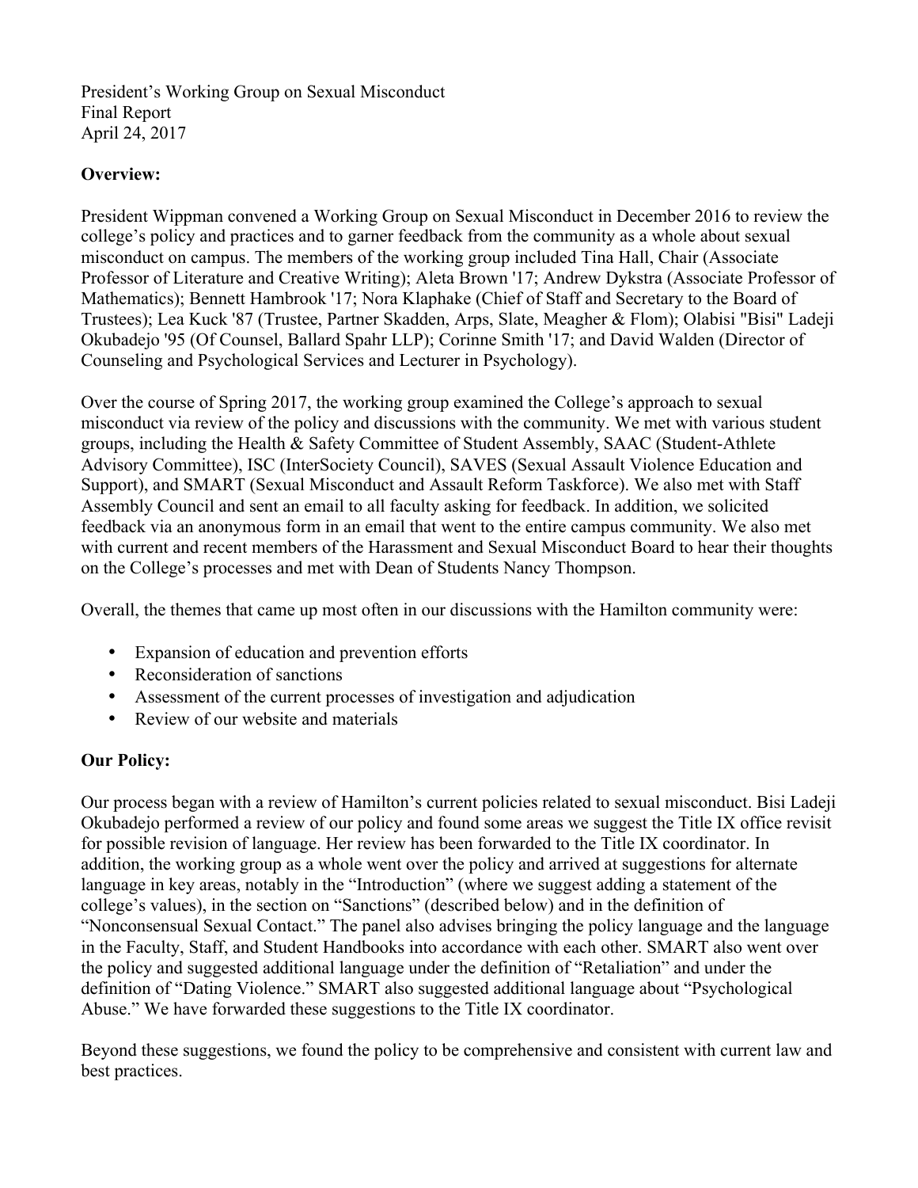President's Working Group on Sexual Misconduct
Final Report
April 24, 2017

**Overview:**

President Wippman convened a Working Group on Sexual Misconduct in December 2016 to review the college's policy and practices and to garner feedback from the community as a whole about sexual misconduct on campus. The members of the working group included Tina Hall, Chair (Associate Professor of Literature and Creative Writing); Aleta Brown '17; Andrew Dykstra (Associate Professor of Mathematics); Bennett Hambrook '17; Nora Klaphake (Chief of Staff and Secretary to the Board of Trustees); Lea Kuck '87 (Trustee, Partner Skadden, Arps, Slate, Meagher & Flom); Olabisi "Bisi" Ladeji Okubadejo '95 (Of Counsel, Ballard Spahr LLP); Corinne Smith '17; and David Walden (Director of Counseling and Psychological Services and Lecturer in Psychology).

Over the course of Spring 2017, the working group examined the College's approach to sexual misconduct via review of the policy and discussions with the community. We met with various student groups, including the Health & Safety Committee of Student Assembly, SAAC (Student-Athlete Advisory Committee), ISC (InterSociety Council), SAVES (Sexual Assault Violence Education and Support), and SMART (Sexual Misconduct and Assault Reform Taskforce). We also met with Staff Assembly Council and sent an email to all faculty asking for feedback. In addition, we solicited feedback via an anonymous form in an email that went to the entire campus community. We also met with current and recent members of the Harassment and Sexual Misconduct Board to hear their thoughts on the College's processes and met with Dean of Students Nancy Thompson.

Overall, the themes that came up most often in our discussions with the Hamilton community were:

- Expansion of education and prevention efforts
- Reconsideration of sanctions
- Assessment of the current processes of investigation and adjudication
- Review of our website and materials

**Our Policy:**

Our process began with a review of Hamilton's current policies related to sexual misconduct. Bisi Ladeji Okubadejo performed a review of our policy and found some areas we suggest the Title IX office revisit for possible revision of language. Her review has been forwarded to the Title IX coordinator. In addition, the working group as a whole went over the policy and arrived at suggestions for alternate language in key areas, notably in the "Introduction" (where we suggest adding a statement of the college's values), in the section on "Sanctions" (described below) and in the definition of "Nonconsensual Sexual Contact." The panel also advises bringing the policy language and the language in the Faculty, Staff, and Student Handbooks into accordance with each other. SMART also went over the policy and suggested additional language under the definition of "Retaliation" and under the definition of "Dating Violence." SMART also suggested additional language about "Psychological Abuse." We have forwarded these suggestions to the Title IX coordinator.

Beyond these suggestions, we found the policy to be comprehensive and consistent with current law and best practices.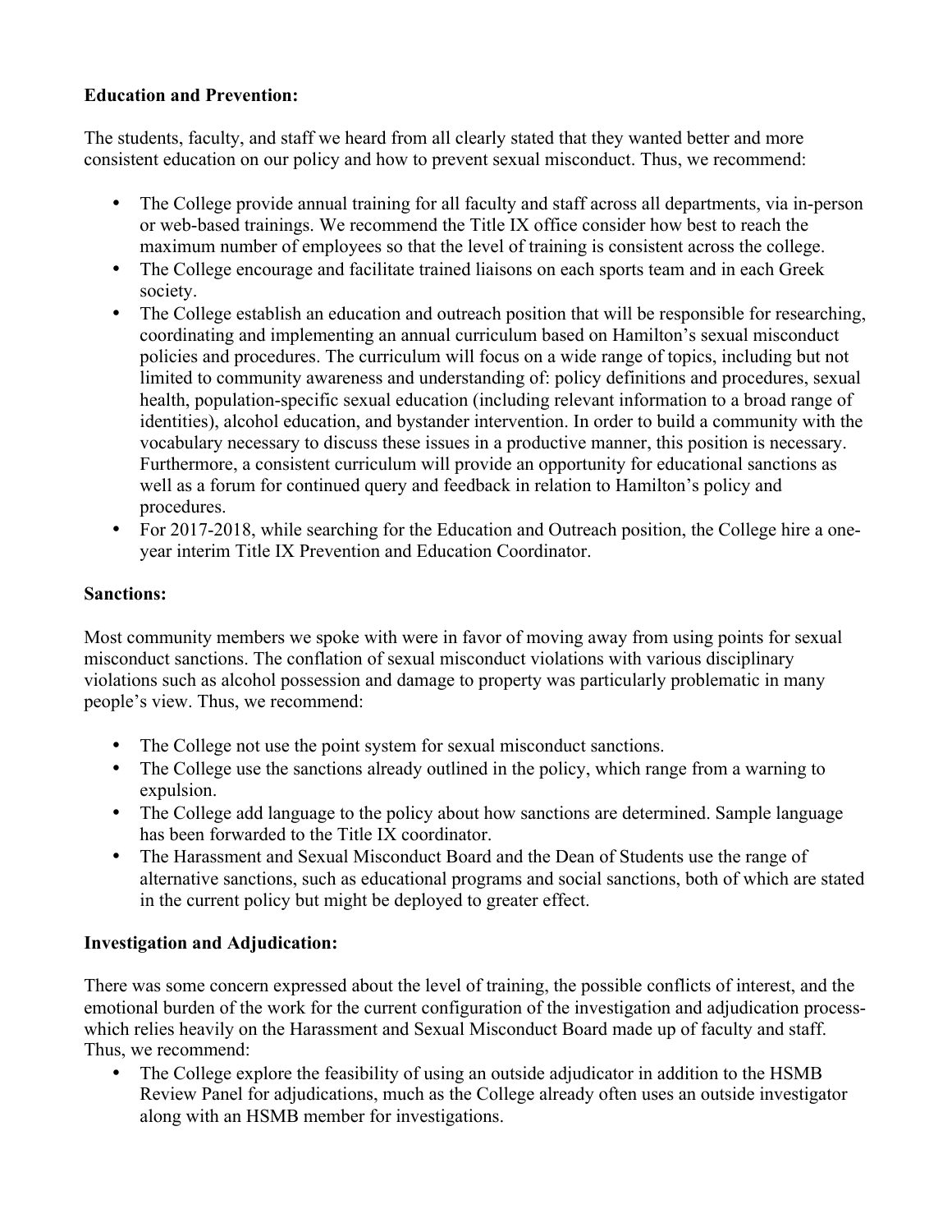**Education and Prevention:**

The students, faculty, and staff we heard from all clearly stated that they wanted better and more consistent education on our policy and how to prevent sexual misconduct. Thus, we recommend:

- The College provide annual training for all faculty and staff across all departments, via in-person or web-based trainings. We recommend the Title IX office consider how best to reach the maximum number of employees so that the level of training is consistent across the college.
- The College encourage and facilitate trained liaisons on each sports team and in each Greek society.
- The College establish an education and outreach position that will be responsible for researching, coordinating and implementing an annual curriculum based on Hamilton's sexual misconduct policies and procedures. The curriculum will focus on a wide range of topics, including but not limited to community awareness and understanding of: policy definitions and procedures, sexual health, population-specific sexual education (including relevant information to a broad range of identities), alcohol education, and bystander intervention. In order to build a community with the vocabulary necessary to discuss these issues in a productive manner, this position is necessary. Furthermore, a consistent curriculum will provide an opportunity for educational sanctions as well as a forum for continued query and feedback in relation to Hamilton's policy and procedures.
- For 2017-2018, while searching for the Education and Outreach position, the College hire a one-year interim Title IX Prevention and Education Coordinator.

**Sanctions:**

Most community members we spoke with were in favor of moving away from using points for sexual misconduct sanctions. The conflation of sexual misconduct violations with various disciplinary violations such as alcohol possession and damage to property was particularly problematic in many people's view. Thus, we recommend:

- The College not use the point system for sexual misconduct sanctions.
- The College use the sanctions already outlined in the policy, which range from a warning to expulsion.
- The College add language to the policy about how sanctions are determined. Sample language has been forwarded to the Title IX coordinator.
- The Harassment and Sexual Misconduct Board and the Dean of Students use the range of alternative sanctions, such as educational programs and social sanctions, both of which are stated in the current policy but might be deployed to greater effect.

**Investigation and Adjudication:**

There was some concern expressed about the level of training, the possible conflicts of interest, and the emotional burden of the work for the current configuration of the investigation and adjudication process-which relies heavily on the Harassment and Sexual Misconduct Board made up of faculty and staff. Thus, we recommend:

- The College explore the feasibility of using an outside adjudicator in addition to the HSMB Review Panel for adjudications, much as the College already often uses an outside investigator along with an HSMB member for investigations.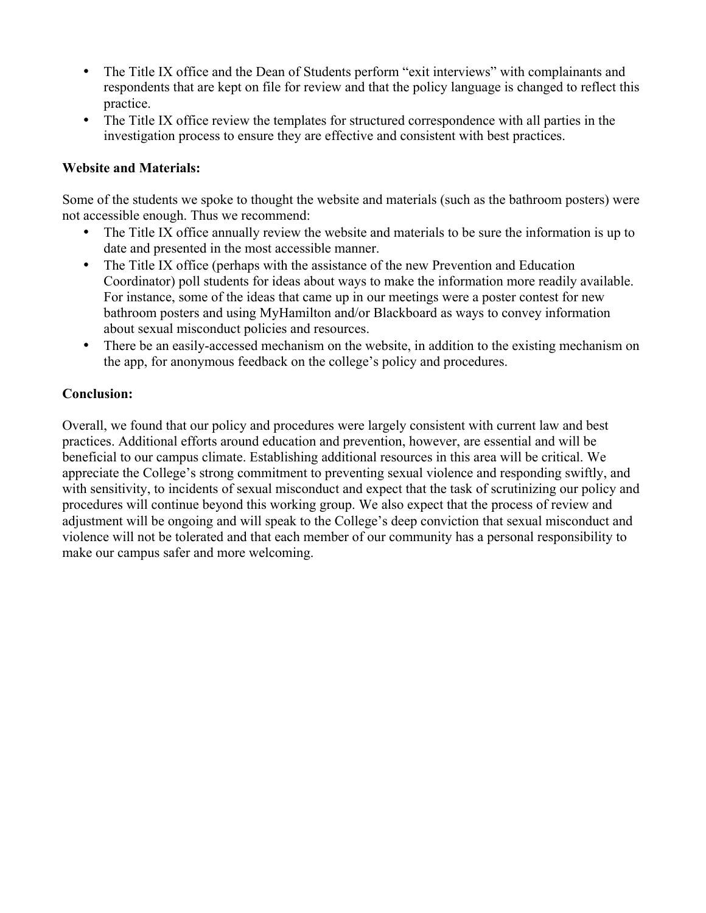- The Title IX office and the Dean of Students perform "exit interviews" with complainants and respondents that are kept on file for review and that the policy language is changed to reflect this practice.
- The Title IX office review the templates for structured correspondence with all parties in the investigation process to ensure they are effective and consistent with best practices.

**Website and Materials:**

Some of the students we spoke to thought the website and materials (such as the bathroom posters) were not accessible enough. Thus we recommend:

- The Title IX office annually review the website and materials to be sure the information is up to date and presented in the most accessible manner.
- The Title IX office (perhaps with the assistance of the new Prevention and Education Coordinator) poll students for ideas about ways to make the information more readily available. For instance, some of the ideas that came up in our meetings were a poster contest for new bathroom posters and using MyHamilton and/or Blackboard as ways to convey information about sexual misconduct policies and resources.
- There be an easily-accessed mechanism on the website, in addition to the existing mechanism on the app, for anonymous feedback on the college's policy and procedures.

**Conclusion:**

Overall, we found that our policy and procedures were largely consistent with current law and best practices. Additional efforts around education and prevention, however, are essential and will be beneficial to our campus climate. Establishing additional resources in this area will be critical. We appreciate the College's strong commitment to preventing sexual violence and responding swiftly, and with sensitivity, to incidents of sexual misconduct and expect that the task of scrutinizing our policy and procedures will continue beyond this working group. We also expect that the process of review and adjustment will be ongoing and will speak to the College's deep conviction that sexual misconduct and violence will not be tolerated and that each member of our community has a personal responsibility to make our campus safer and more welcoming.